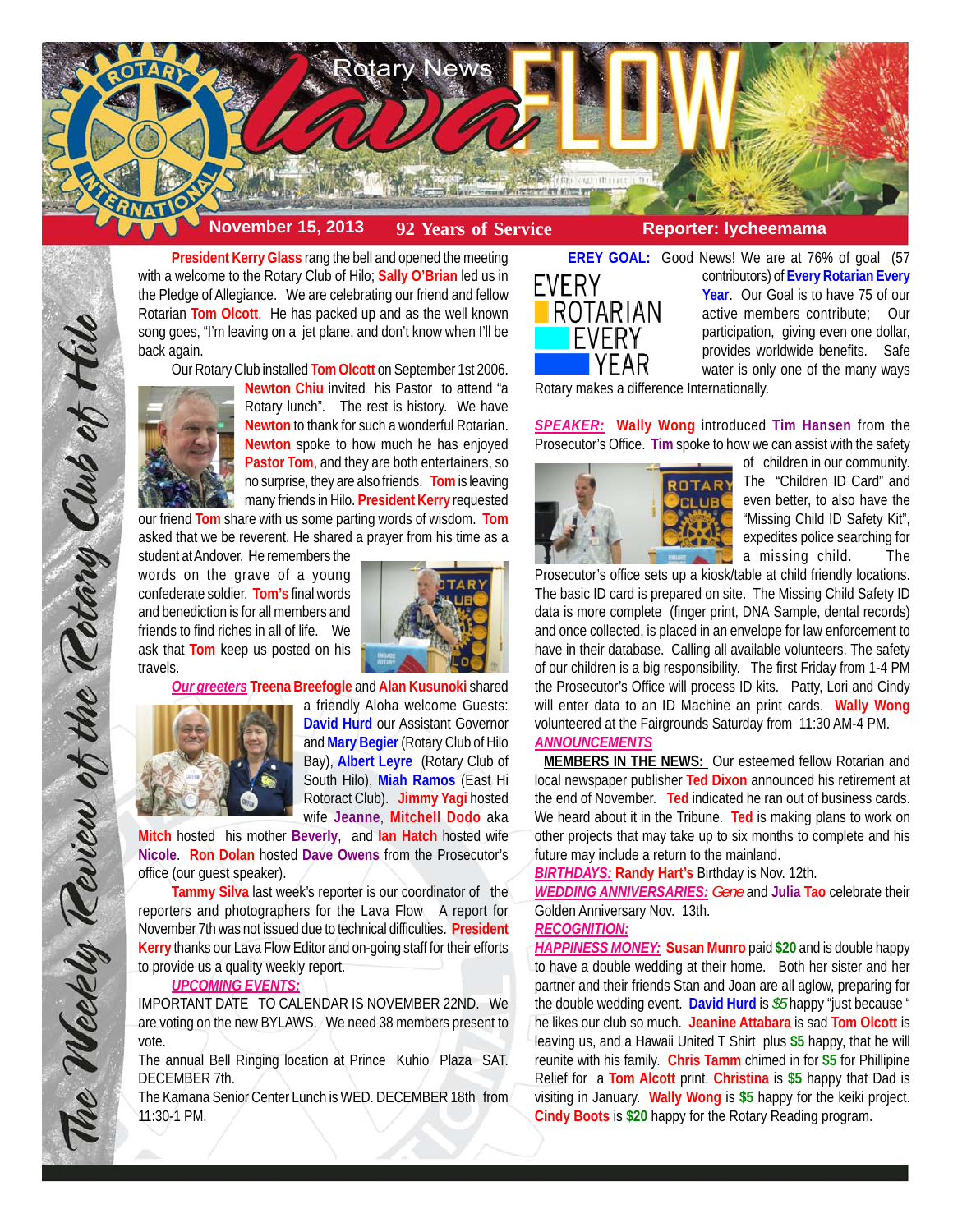# Rotary News Lava FLOW

**November 15, 2013** | **92 Years of Service** | **Reporter: lycheemama**

*The Weekly Review of the Rotary Club of Hilo*

**President Kerry Glass** rang the bell and opened the meeting with a welcome to the Rotary Club of Hilo; **Sally O'Brian** led us in the Pledge of Allegiance. We are celebrating our friend and fellow Rotarian **Tom Olcott**. He has packed up and as the well known song goes, "I'm leaving on a jet plane, and don't know when I'll be back again.

Our Rotary Club installed **Tom Olcott** on September 1st 2006. **Newton Chiu** invited his Pastor to attend "a Rotary lunch". The rest is history. We have **Newton** to thank for such a wonderful Rotarian. **Newton** spoke to how much he has enjoyed **Pastor Tom**, and they are both entertainers, so no surprise, they are also friends. **Tom** is leaving many friends in Hilo. **President Kerry** requested our friend **Tom** share with us some parting words of wisdom. **Tom** asked that we be reverent. He shared a prayer from his time as a student at Andover. He remembers the words on the grave of a young confederate soldier. **Tom's** final words and benediction is for all members and friends to find riches in all of life. We ask that **Tom** keep us posted on his travels.

***Our greeters*** **Treena Breefogle** and **Alan Kusunoki** shared a friendly Aloha welcome Guests: **David Hurd** our Assistant Governor and **Mary Begier** (Rotary Club of Hilo Bay), **Albert Leyre** (Rotary Club of South Hilo), **Miah Ramos** (East Hi Rotoract Club). **Jimmy Yagi** hosted wife **Jeanne**, **Mitchell Dodo** aka **Mitch** hosted his mother **Beverly**, and **Ian Hatch** hosted wife **Nicole**. **Ron Dolan** hosted **Dave Owens** from the Prosecutor's office (our guest speaker).

**Tammy Silva** last week's reporter is our coordinator of the reporters and photographers for the Lava Flow A report for November 7th was not issued due to technical difficulties. **President Kerry** thanks our Lava Flow Editor and on-going staff for their efforts to provide us a quality weekly report.

***UPCOMING EVENTS:***

IMPORTANT DATE TO CALENDAR IS NOVEMBER 22ND. We are voting on the new BYLAWS. We need 38 members present to vote.

The annual Bell Ringing location at Prince Kuhio Plaza SAT. DECEMBER 7th.

The Kamana Senior Center Lunch is WED. DECEMBER 18th from 11:30-1 PM.

**EREY GOAL:** Good News! We are at 76% of goal (57 contributors) of **Every Rotarian Every Year**. Our Goal is to have 75 of our active members contribute; Our participation, giving even one dollar, provides worldwide benefits. Safe water is only one of the many ways Rotary makes a difference Internationally.

EVERY ROTARIAN EVERY YEAR

***SPEAKER:*** **Wally Wong** introduced **Tim Hansen** from the Prosecutor's Office. **Tim** spoke to how we can assist with the safety of children in our community. The "Children ID Card" and even better, to also have the "Missing Child ID Safety Kit", expedites police searching for a missing child. The Prosecutor's office sets up a kiosk/table at child friendly locations. The basic ID card is prepared on site. The Missing Child Safety ID data is more complete (finger print, DNA Sample, dental records) and once collected, is placed in an envelope for law enforcement to have in their database. Calling all available volunteers. The safety of our children is a big responsibility. The first Friday from 1-4 PM the Prosecutor's Office will process ID kits. Patty, Lori and Cindy will enter data to an ID Machine an print cards. **Wally Wong** volunteered at the Fairgrounds Saturday from 11:30 AM-4 PM.

***ANNOUNCEMENTS***

**MEMBERS IN THE NEWS:** Our esteemed fellow Rotarian and local newspaper publisher **Ted Dixon** announced his retirement at the end of November. **Ted** indicated he ran out of business cards. We heard about it in the Tribune. **Ted** is making plans to work on other projects that may take up to six months to complete and his future may include a return to the mainland.

***BIRTHDAYS:*** **Randy Hart's** Birthday is Nov. 12th.

***WEDDING ANNIVERSARIES:*** *Gene* and **Julia Tao** celebrate their Golden Anniversary Nov. 13th.

***RECOGNITION:***

***HAPPINESS MONEY:*** **Susan Munro** paid **$20** and is double happy to have a double wedding at their home. Both her sister and her partner and their friends Stan and Joan are all aglow, preparing for the double wedding event. **David Hurd** is *$5* happy "just because " he likes our club so much. **Jeanine Attabara** is sad **Tom Olcott** is leaving us, and a Hawaii United T Shirt plus **$5** happy, that he will reunite with his family. **Chris Tamm** chimed in for **$5** for Phillipine Relief for a **Tom Alcott** print. **Christina** is **$5** happy that Dad is visiting in January. **Wally Wong** is **$5** happy for the keiki project. **Cindy Boots** is **$20** happy for the Rotary Reading program.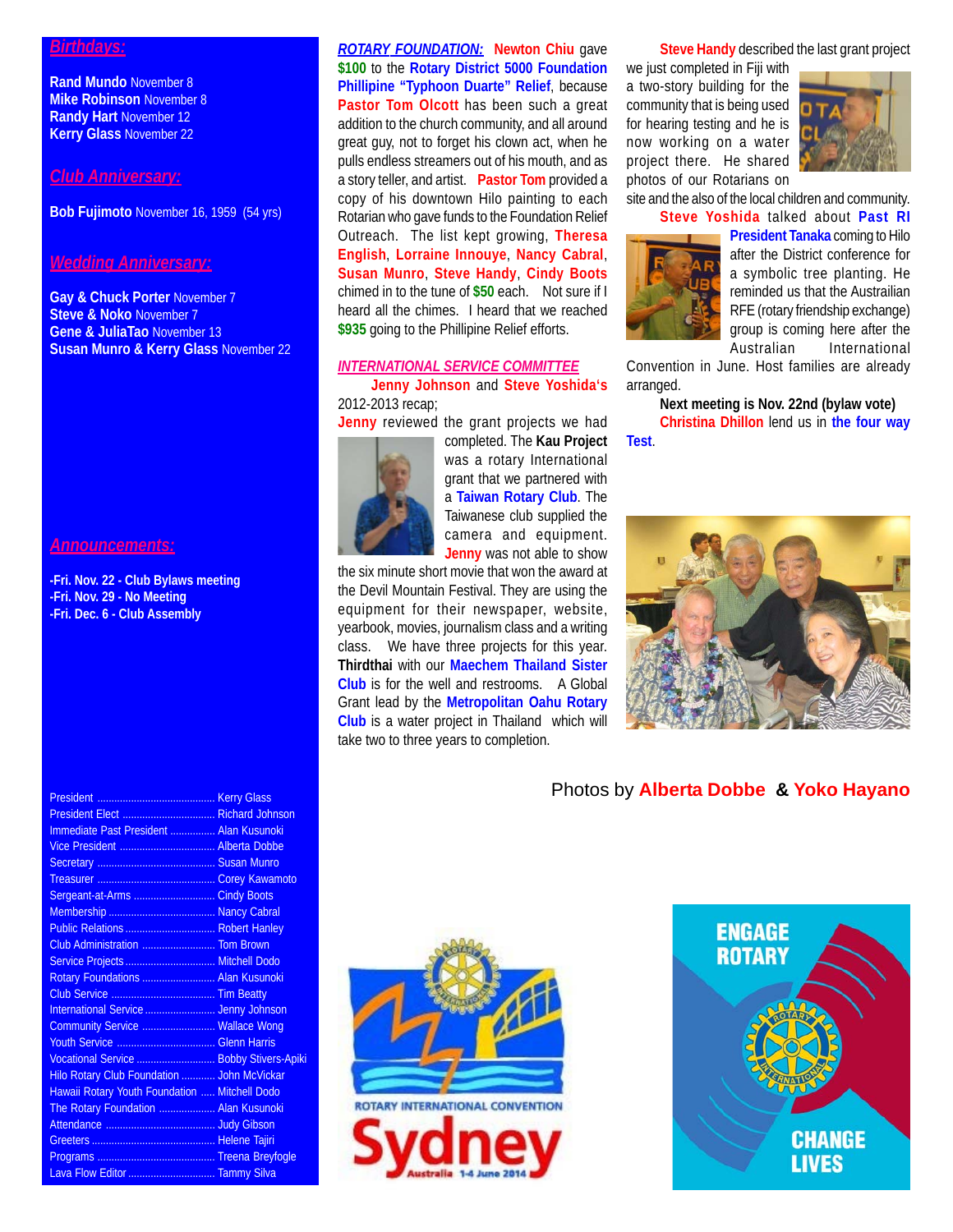## Birthdays:

**Rand Mundo** November 8
**Mike Robinson** November 8
**Randy Hart** November 12
**Kerry Glass** November 22

## Club Anniversary:

**Bob Fujimoto** November 16, 1959 (54 yrs)

## Wedding Anniversary:

**Gay & Chuck Porter** November 7
**Steve & Noko** November 7
**Gene & JuliaTao** November 13
**Susan Munro & Kerry Glass** November 22

## Announcements:

**-Fri. Nov. 22 - Club Bylaws meeting**
**-Fri. Nov. 29 - No Meeting**
**-Fri. Dec. 6 - Club Assembly**

| | |
|---|---|
| President | Kerry Glass |
| President Elect | Richard Johnson |
| Immediate Past President | Alan Kusunoki |
| Vice President | Alberta Dobbe |
| Secretary | Susan Munro |
| Treasurer | Corey Kawamoto |
| Sergeant-at-Arms | Cindy Boots |
| Membership | Nancy Cabral |
| Public Relations | Robert Hanley |
| Club Administration | Tom Brown |
| Service Projects | Mitchell Dodo |
| Rotary Foundations | Alan Kusunoki |
| Club Service | Tim Beatty |
| International Service | Jenny Johnson |
| Community Service | Wallace Wong |
| Youth Service | Glenn Harris |
| Vocational Service | Bobby Stivers-Apiki |
| Hilo Rotary Club Foundation | John McVickar |
| Hawaii Rotary Youth Foundation | Mitchell Dodo |
| The Rotary Foundation | Alan Kusunoki |
| Attendance | Judy Gibson |
| Greeters | Helene Tajiri |
| Programs | Treena Breyfogle |
| Lava Flow Editor | Tammy Silva |

**ROTARY FOUNDATION:** **Newton Chiu** gave **$100** to the **Rotary District 5000 Foundation Phillipine "Typhoon Duarte" Relief**, because **Pastor Tom Olcott** has been such a great addition to the church community, and all around great guy, not to forget his clown act, when he pulls endless streamers out of his mouth, and as a story teller, and artist. **Pastor Tom** provided a copy of his downtown Hilo painting to each Rotarian who gave funds to the Foundation Relief Outreach. The list kept growing, **Theresa English**, **Lorraine Innouye**, **Nancy Cabral**, **Susan Munro**, **Steve Handy**, **Cindy Boots** chimed in to the tune of **$50** each. Not sure if I heard all the chimes. I heard that we reached **$935** going to the Phillipine Relief efforts.

**INTERNATIONAL SERVICE COMMITTEE**

**Jenny Johnson** and **Steve Yoshida's** 2012-2013 recap;

**Jenny** reviewed the grant projects we had completed. The **Kau Project** was a rotary International grant that we partnered with a **Taiwan Rotary Club**. The Taiwanese club supplied the camera and equipment. **Jenny** was not able to show the six minute short movie that won the award at the Devil Mountain Festival. They are using the equipment for their newspaper, website, yearbook, movies, journalism class and a writing class. We have three projects for this year. **Thirdthai** with our **Maechem Thailand Sister Club** is for the well and restrooms. A Global Grant lead by the **Metropolitan Oahu Rotary Club** is a water project in Thailand which will take two to three years to completion.

**Steve Handy** described the last grant project we just completed in Fiji with a two-story building for the community that is being used for hearing testing and he is now working on a water project there. He shared photos of our Rotarians on site and the also of the local children and community.

**Steve Yoshida** talked about **Past RI President Tanaka** coming to Hilo after the District conference for a symbolic tree planting. He reminded us that the Australian RFE (rotary friendship exchange) group is coming here after the Australian International Convention in June. Host families are already arranged.

**Next meeting is Nov. 22nd (bylaw vote)**
**Christina Dhillon** lend us in **the four way Test**.

Photos by **Alberta Dobbe** & **Yoko Hayano**

ROTARY INTERNATIONAL CONVENTION Sydney Australia 1-4 June 2014

ENGAGE ROTARY CHANGE LIVES